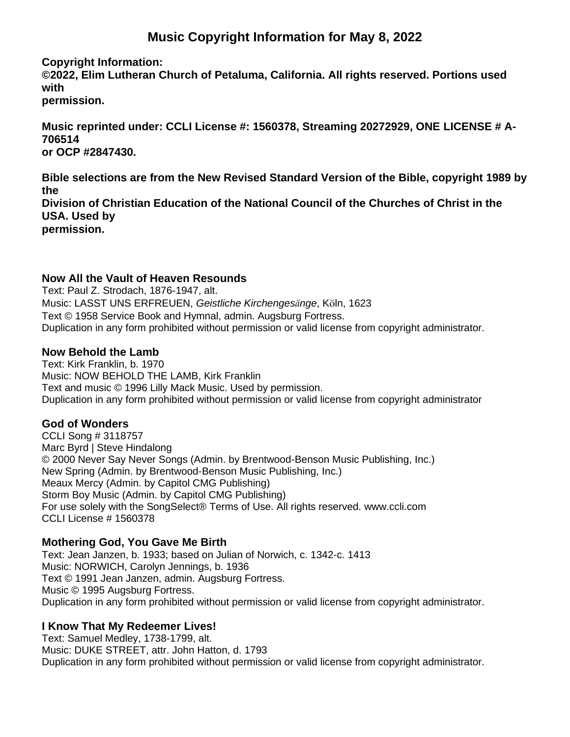# Music Copyright Information for May 8, 2022

**Copyright Information:**
**©2022, Elim Lutheran Church of Petaluma, California. All rights reserved. Portions used with permission.**

**Music reprinted under: CCLI License #: 1560378, Streaming 20272929, ONE LICENSE # A-706514 or OCP #2847430.**

**Bible selections are from the New Revised Standard Version of the Bible, copyright 1989 by the Division of Christian Education of the National Council of the Churches of Christ in the USA. Used by permission.**

### Now All the Vault of Heaven Resounds

Text: Paul Z. Strodach, 1876-1947, alt.
Music: LASST UNS ERFREUEN, *Geistliche Kirchengesänge*, Köln, 1623
Text © 1958 Service Book and Hymnal, admin. Augsburg Fortress.
Duplication in any form prohibited without permission or valid license from copyright administrator.

### Now Behold the Lamb

Text: Kirk Franklin, b. 1970
Music: NOW BEHOLD THE LAMB, Kirk Franklin
Text and music © 1996 Lilly Mack Music. Used by permission.
Duplication in any form prohibited without permission or valid license from copyright administrator

### God of Wonders

CCLI Song # 3118757
Marc Byrd | Steve Hindalong
© 2000 Never Say Never Songs (Admin. by Brentwood-Benson Music Publishing, Inc.)
New Spring (Admin. by Brentwood-Benson Music Publishing, Inc.)
Meaux Mercy (Admin. by Capitol CMG Publishing)
Storm Boy Music (Admin. by Capitol CMG Publishing)
For use solely with the SongSelect® Terms of Use. All rights reserved. www.ccli.com
CCLI License # 1560378

### Mothering God, You Gave Me Birth

Text: Jean Janzen, b. 1933; based on Julian of Norwich, c. 1342-c. 1413
Music: NORWICH, Carolyn Jennings, b. 1936
Text © 1991 Jean Janzen, admin. Augsburg Fortress.
Music © 1995 Augsburg Fortress.
Duplication in any form prohibited without permission or valid license from copyright administrator.

### I Know That My Redeemer Lives!

Text: Samuel Medley, 1738-1799, alt.
Music: DUKE STREET, attr. John Hatton, d. 1793
Duplication in any form prohibited without permission or valid license from copyright administrator.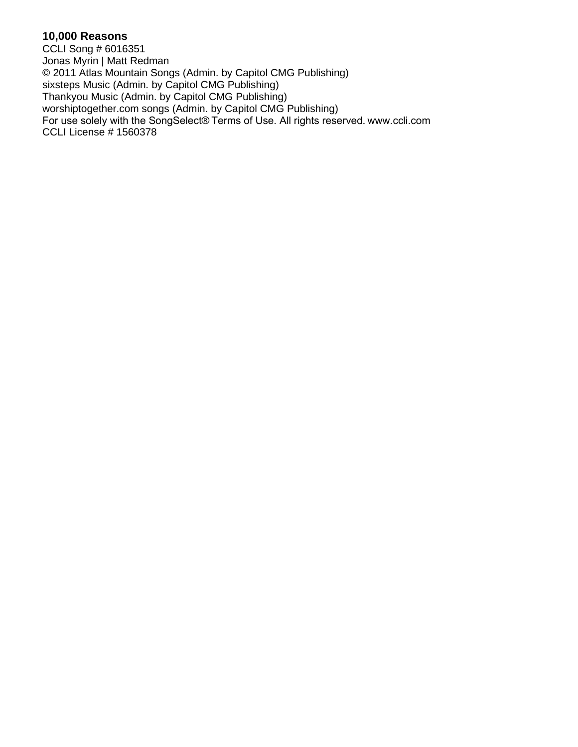**10,000 Reasons**
CCLI Song # 6016351
Jonas Myrin | Matt Redman
© 2011 Atlas Mountain Songs (Admin. by Capitol CMG Publishing)
sixsteps Music (Admin. by Capitol CMG Publishing)
Thankyou Music (Admin. by Capitol CMG Publishing)
worshiptogether.com songs (Admin. by Capitol CMG Publishing)
For use solely with the SongSelect® Terms of Use. All rights reserved. www.ccli.com
CCLI License # 1560378